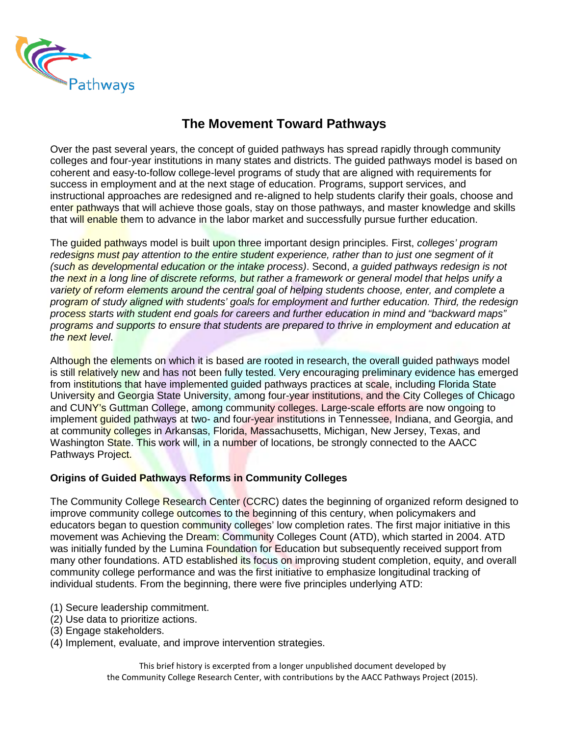Pathways

# The Movement Toward Pathways

Over the past several years, the concept of guided pathways has spread rapidly through community colleges and four-year institutions in many states and districts. The guided pathways model is based on coherent and easy-to-follow college-level programs of study that are aligned with requirements for success in employment and at the next stage of education. Programs, support services, and instructional approaches are redesigned and re-aligned to help students clarify their goals, choose and enter pathways that will achieve those goals, stay on those pathways, and master knowledge and skills that will enable them to advance in the labor market and successfully pursue further education.

The guided pathways model is built upon three important design principles. First, *colleges' program redesigns must pay attention to the entire student experience, rather than to just one segment of it (such as developmental education or the intake process)*. Second, *a guided pathways redesign is not the next in a long line of discrete reforms, but rather a framework or general model that helps unify a variety of reform elements around the central goal of helping students choose, enter, and complete a program of study aligned with students' goals for employment and further education. Third, the redesign process starts with student end goals for careers and further education in mind and "backward maps" programs and supports to ensure that students are prepared to thrive in employment and education at the next level*.

Although the elements on which it is based are rooted in research, the overall guided pathways model is still relatively new and has not been fully tested. Very encouraging preliminary evidence has emerged from institutions that have implemented guided pathways practices at scale, including Florida State University and Georgia State University, among four-year institutions, and the City Colleges of Chicago and CUNY's Guttman College, among community colleges. Large-scale efforts are now ongoing to implement guided pathways at two- and four-year institutions in Tennessee, Indiana, and Georgia, and at community colleges in Arkansas, Florida, Massachusetts, Michigan, New Jersey, Texas, and Washington State. This work will, in a number of locations, be strongly connected to the AACC Pathways Project.

**Origins of Guided Pathways Reforms in Community Colleges**

The Community College Research Center (CCRC) dates the beginning of organized reform designed to improve community college outcomes to the beginning of this century, when policymakers and educators began to question community colleges' low completion rates. The first major initiative in this movement was Achieving the Dream: Community Colleges Count (ATD), which started in 2004. ATD was initially funded by the Lumina Foundation for Education but subsequently received support from many other foundations. ATD established its focus on improving student completion, equity, and overall community college performance and was the first initiative to emphasize longitudinal tracking of individual students. From the beginning, there were five principles underlying ATD:

(1) Secure leadership commitment.
(2) Use data to prioritize actions.
(3) Engage stakeholders.
(4) Implement, evaluate, and improve intervention strategies.

This brief history is excerpted from a longer unpublished document developed by the Community College Research Center, with contributions by the AACC Pathways Project (2015).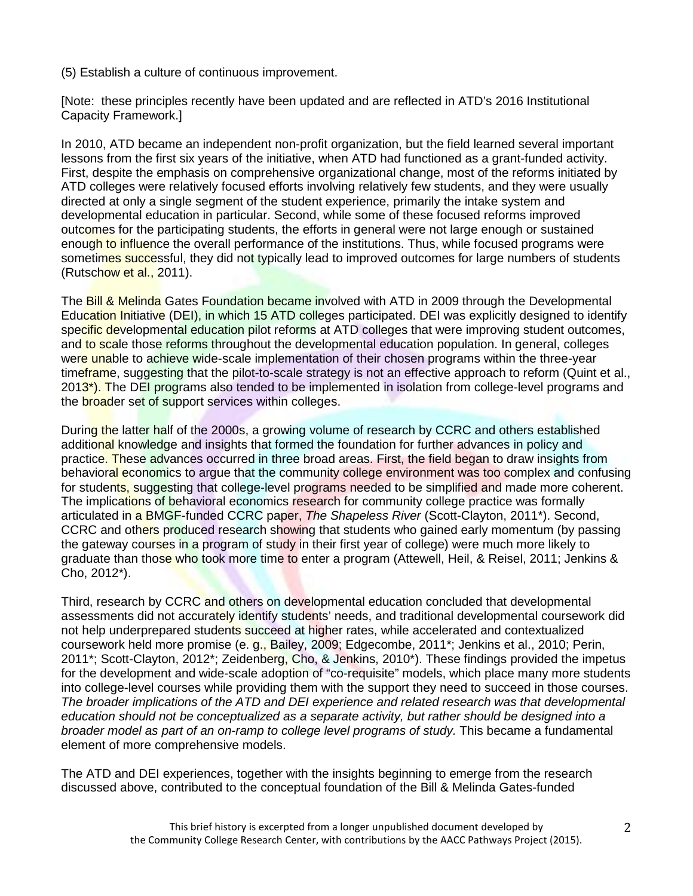(5) Establish a culture of continuous improvement.

[Note: these principles recently have been updated and are reflected in ATD's 2016 Institutional Capacity Framework.]

In 2010, ATD became an independent non-profit organization, but the field learned several important lessons from the first six years of the initiative, when ATD had functioned as a grant-funded activity. First, despite the emphasis on comprehensive organizational change, most of the reforms initiated by ATD colleges were relatively focused efforts involving relatively few students, and they were usually directed at only a single segment of the student experience, primarily the intake system and developmental education in particular. Second, while some of these focused reforms improved outcomes for the participating students, the efforts in general were not large enough or sustained enough to influence the overall performance of the institutions. Thus, while focused programs were sometimes successful, they did not typically lead to improved outcomes for large numbers of students (Rutschow et al., 2011).

The Bill & Melinda Gates Foundation became involved with ATD in 2009 through the Developmental Education Initiative (DEI), in which 15 ATD colleges participated. DEI was explicitly designed to identify specific developmental education pilot reforms at ATD colleges that were improving student outcomes, and to scale those reforms throughout the developmental education population. In general, colleges were unable to achieve wide-scale implementation of their chosen programs within the three-year timeframe, suggesting that the pilot-to-scale strategy is not an effective approach to reform (Quint et al., 2013*). The DEI programs also tended to be implemented in isolation from college-level programs and the broader set of support services within colleges.

During the latter half of the 2000s, a growing volume of research by CCRC and others established additional knowledge and insights that formed the foundation for further advances in policy and practice. These advances occurred in three broad areas. First, the field began to draw insights from behavioral economics to argue that the community college environment was too complex and confusing for students, suggesting that college-level programs needed to be simplified and made more coherent. The implications of behavioral economics research for community college practice was formally articulated in a BMGF-funded CCRC paper, *The Shapeless River* (Scott-Clayton, 2011*). Second, CCRC and others produced research showing that students who gained early momentum (by passing the gateway courses in a program of study in their first year of college) were much more likely to graduate than those who took more time to enter a program (Attewell, Heil, & Reisel, 2011; Jenkins & Cho, 2012*).

Third, research by CCRC and others on developmental education concluded that developmental assessments did not accurately identify students' needs, and traditional developmental coursework did not help underprepared students succeed at higher rates, while accelerated and contextualized coursework held more promise (e. g., Bailey, 2009; Edgecombe, 2011*; Jenkins et al., 2010; Perin, 2011*; Scott-Clayton, 2012*; Zeidenberg, Cho, & Jenkins, 2010*). These findings provided the impetus for the development and wide-scale adoption of "co-requisite" models, which place many more students into college-level courses while providing them with the support they need to succeed in those courses. *The broader implications of the ATD and DEI experience and related research was that developmental education should not be conceptualized as a separate activity, but rather should be designed into a broader model as part of an on-ramp to college level programs of study.* This became a fundamental element of more comprehensive models.

The ATD and DEI experiences, together with the insights beginning to emerge from the research discussed above, contributed to the conceptual foundation of the Bill & Melinda Gates-funded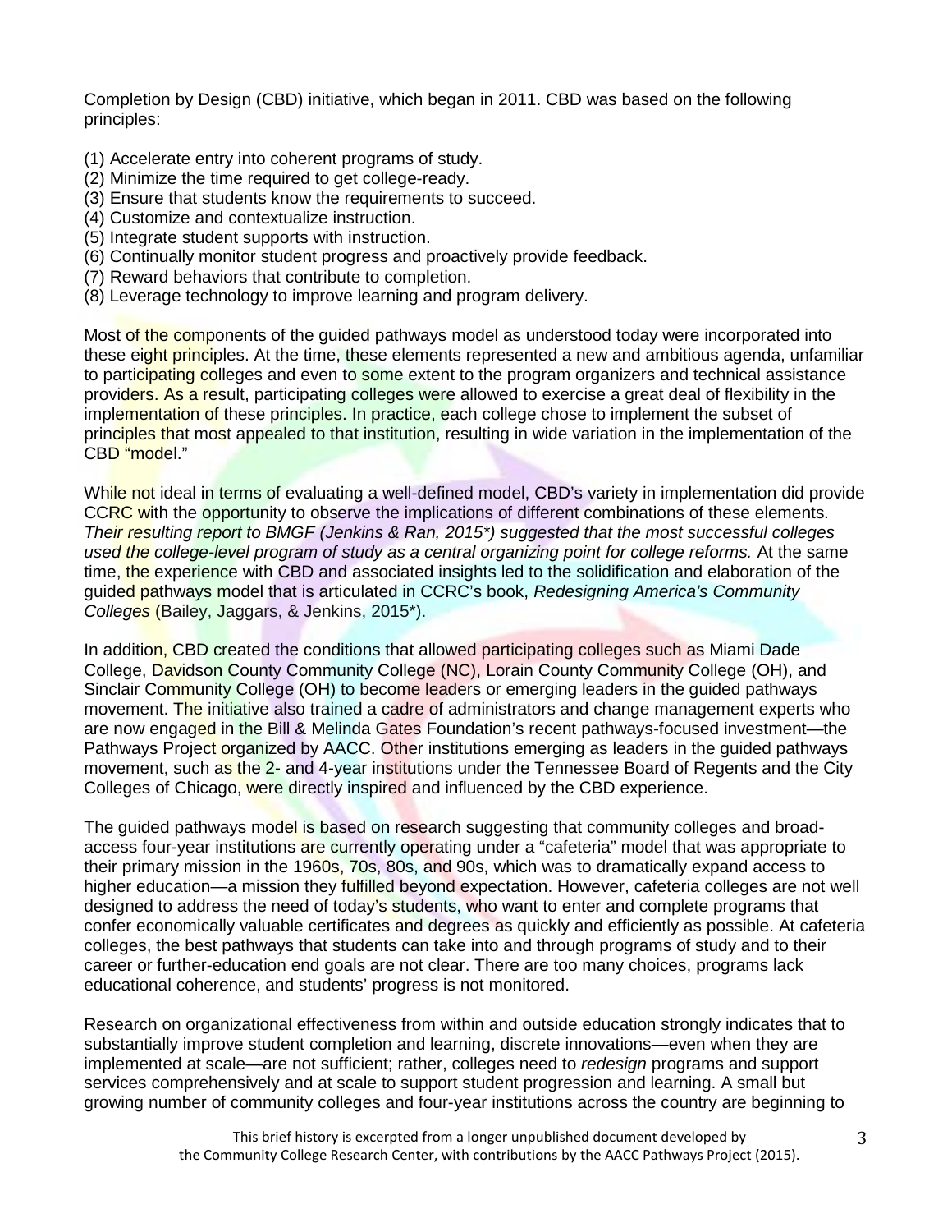Completion by Design (CBD) initiative, which began in 2011. CBD was based on the following principles:

(1) Accelerate entry into coherent programs of study.
(2) Minimize the time required to get college-ready.
(3) Ensure that students know the requirements to succeed.
(4) Customize and contextualize instruction.
(5) Integrate student supports with instruction.
(6) Continually monitor student progress and proactively provide feedback.
(7) Reward behaviors that contribute to completion.
(8) Leverage technology to improve learning and program delivery.

Most of the components of the guided pathways model as understood today were incorporated into these eight principles. At the time, these elements represented a new and ambitious agenda, unfamiliar to participating colleges and even to some extent to the program organizers and technical assistance providers. As a result, participating colleges were allowed to exercise a great deal of flexibility in the implementation of these principles. In practice, each college chose to implement the subset of principles that most appealed to that institution, resulting in wide variation in the implementation of the CBD "model."

While not ideal in terms of evaluating a well-defined model, CBD's variety in implementation did provide CCRC with the opportunity to observe the implications of different combinations of these elements. *Their resulting report to BMGF (Jenkins & Ran, 2015*) suggested that the most successful colleges used the college-level program of study as a central organizing point for college reforms.* At the same time, the experience with CBD and associated insights led to the solidification and elaboration of the guided pathways model that is articulated in CCRC's book, *Redesigning America's Community Colleges* (Bailey, Jaggars, & Jenkins, 2015*).

In addition, CBD created the conditions that allowed participating colleges such as Miami Dade College, Davidson County Community College (NC), Lorain County Community College (OH), and Sinclair Community College (OH) to become leaders or emerging leaders in the guided pathways movement. The initiative also trained a cadre of administrators and change management experts who are now engaged in the Bill & Melinda Gates Foundation's recent pathways-focused investment—the Pathways Project organized by AACC. Other institutions emerging as leaders in the guided pathways movement, such as the 2- and 4-year institutions under the Tennessee Board of Regents and the City Colleges of Chicago, were directly inspired and influenced by the CBD experience.

The guided pathways model is based on research suggesting that community colleges and broad-access four-year institutions are currently operating under a "cafeteria" model that was appropriate to their primary mission in the 1960s, 70s, 80s, and 90s, which was to dramatically expand access to higher education—a mission they fulfilled beyond expectation. However, cafeteria colleges are not well designed to address the need of today's students, who want to enter and complete programs that confer economically valuable certificates and degrees as quickly and efficiently as possible. At cafeteria colleges, the best pathways that students can take into and through programs of study and to their career or further-education end goals are not clear. There are too many choices, programs lack educational coherence, and students' progress is not monitored.

Research on organizational effectiveness from within and outside education strongly indicates that to substantially improve student completion and learning, discrete innovations—even when they are implemented at scale—are not sufficient; rather, colleges need to *redesign* programs and support services comprehensively and at scale to support student progression and learning. A small but growing number of community colleges and four-year institutions across the country are beginning to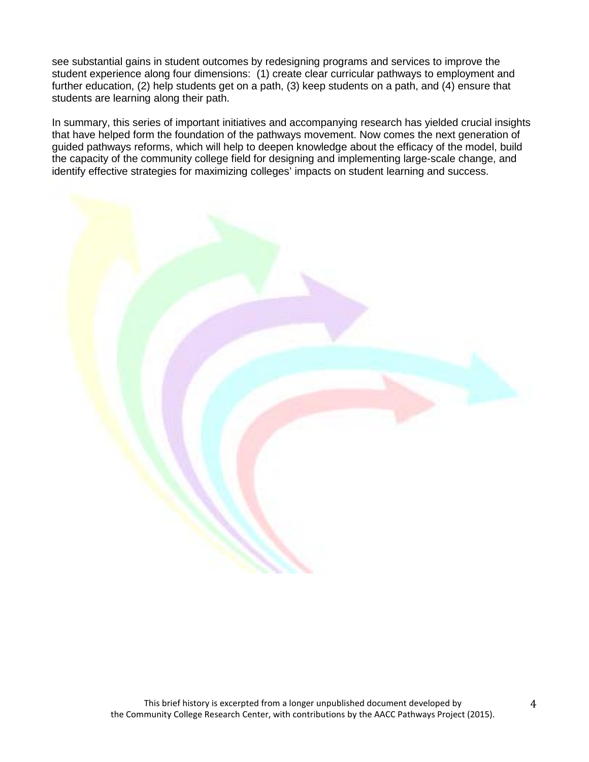see substantial gains in student outcomes by redesigning programs and services to improve the student experience along four dimensions: (1) create clear curricular pathways to employment and further education, (2) help students get on a path, (3) keep students on a path, and (4) ensure that students are learning along their path.

In summary, this series of important initiatives and accompanying research has yielded crucial insights that have helped form the foundation of the pathways movement. Now comes the next generation of guided pathways reforms, which will help to deepen knowledge about the efficacy of the model, build the capacity of the community college field for designing and implementing large-scale change, and identify effective strategies for maximizing colleges' impacts on student learning and success.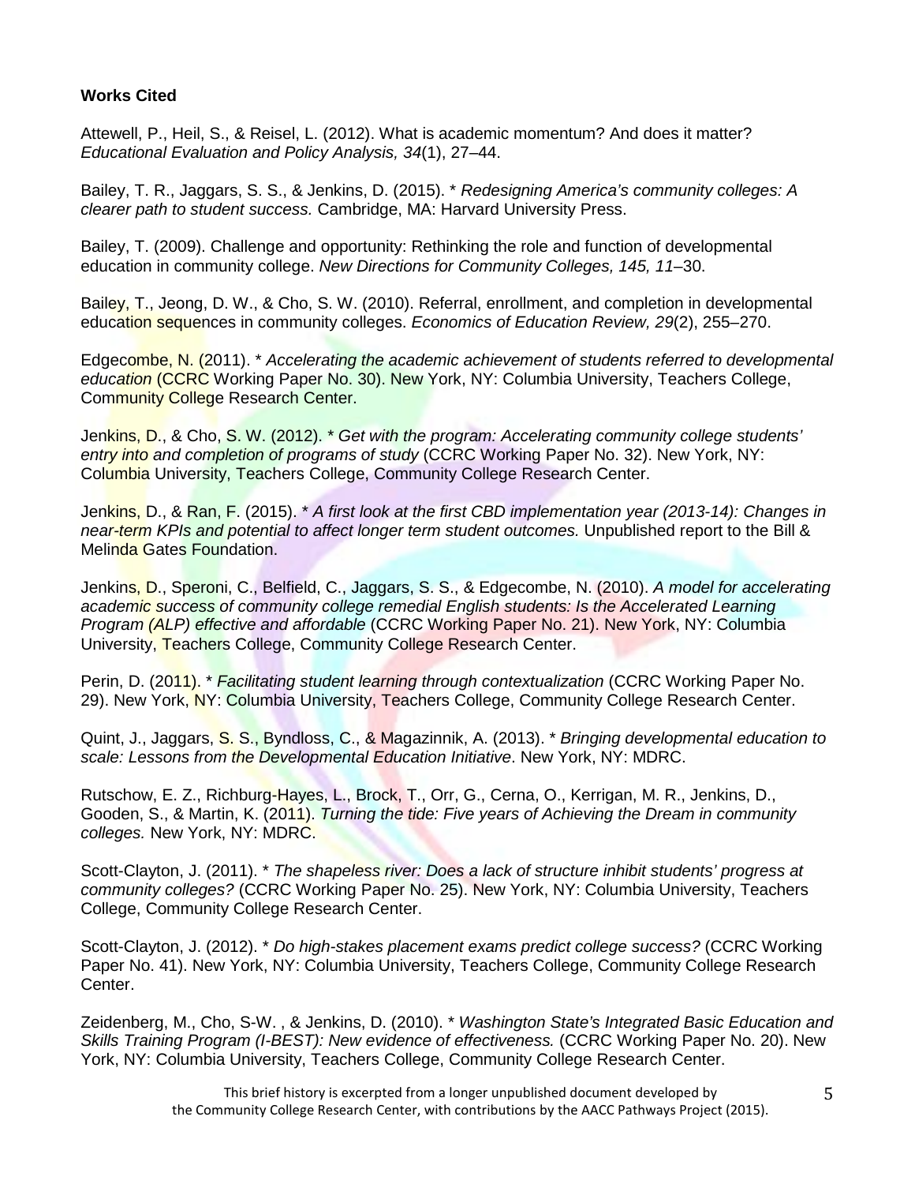**Works Cited**

Attewell, P., Heil, S., & Reisel, L. (2012). What is academic momentum? And does it matter? *Educational Evaluation and Policy Analysis, 34*(1), 27–44.

Bailey, T. R., Jaggars, S. S., & Jenkins, D. (2015). * *Redesigning America's community colleges: A clearer path to student success.* Cambridge, MA: Harvard University Press.

Bailey, T. (2009). Challenge and opportunity: Rethinking the role and function of developmental education in community college. *New Directions for Community Colleges, 145, 11*–30.

Bailey, T., Jeong, D. W., & Cho, S. W. (2010). Referral, enrollment, and completion in developmental education sequences in community colleges. *Economics of Education Review, 29*(2), 255–270.

Edgecombe, N. (2011). * *Accelerating the academic achievement of students referred to developmental education* (CCRC Working Paper No. 30). New York, NY: Columbia University, Teachers College, Community College Research Center.

Jenkins, D., & Cho, S. W. (2012). * *Get with the program: Accelerating community college students' entry into and completion of programs of study* (CCRC Working Paper No. 32). New York, NY: Columbia University, Teachers College, Community College Research Center.

Jenkins, D., & Ran, F. (2015). * *A first look at the first CBD implementation year (2013-14): Changes in near-term KPIs and potential to affect longer term student outcomes.* Unpublished report to the Bill & Melinda Gates Foundation.

Jenkins, D., Speroni, C., Belfield, C., Jaggars, S. S., & Edgecombe, N. (2010). *A model for accelerating academic success of community college remedial English students: Is the Accelerated Learning Program (ALP) effective and affordable* (CCRC Working Paper No. 21). New York, NY: Columbia University, Teachers College, Community College Research Center.

Perin, D. (2011). * *Facilitating student learning through contextualization* (CCRC Working Paper No. 29). New York, NY: Columbia University, Teachers College, Community College Research Center.

Quint, J., Jaggars, S. S., Byndloss, C., & Magazinnik, A. (2013). * *Bringing developmental education to scale: Lessons from the Developmental Education Initiative*. New York, NY: MDRC.

Rutschow, E. Z., Richburg-Hayes, L., Brock, T., Orr, G., Cerna, O., Kerrigan, M. R., Jenkins, D., Gooden, S., & Martin, K. (2011). *Turning the tide: Five years of Achieving the Dream in community colleges.* New York, NY: MDRC.

Scott-Clayton, J. (2011). * *The shapeless river: Does a lack of structure inhibit students' progress at community colleges?* (CCRC Working Paper No. 25). New York, NY: Columbia University, Teachers College, Community College Research Center.

Scott-Clayton, J. (2012). * *Do high-stakes placement exams predict college success?* (CCRC Working Paper No. 41). New York, NY: Columbia University, Teachers College, Community College Research Center.

Zeidenberg, M., Cho, S-W. , & Jenkins, D. (2010). * *Washington State's Integrated Basic Education and Skills Training Program (I-BEST): New evidence of effectiveness.* (CCRC Working Paper No. 20). New York, NY: Columbia University, Teachers College, Community College Research Center.

This brief history is excerpted from a longer unpublished document developed by the Community College Research Center, with contributions by the AACC Pathways Project (2015).